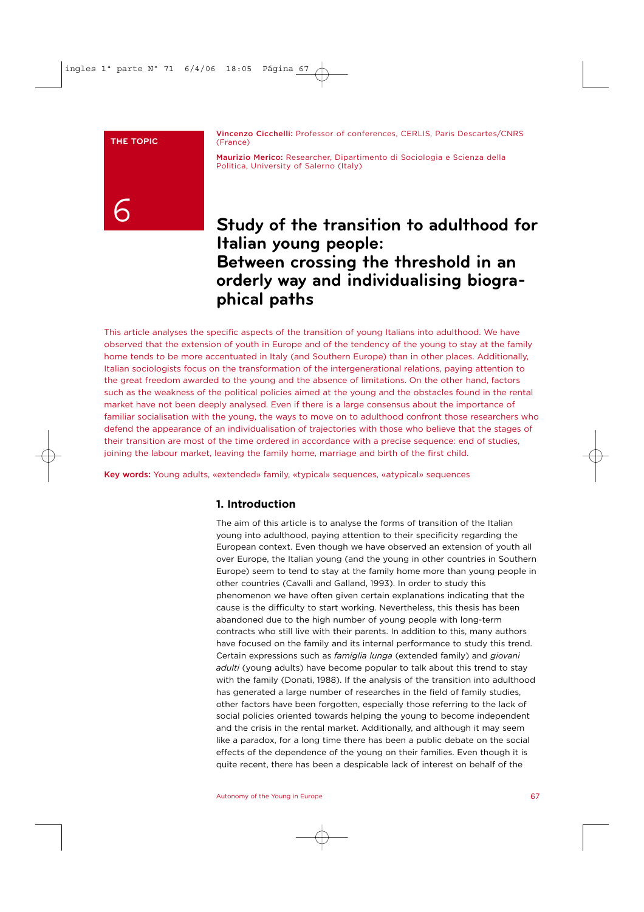THE TOPIC

6

**Vincenzo Cicchelli:** Professor of conferences, CERLIS, Paris Descartes/CNRS (France)

**Maurizio Merico:** Researcher, Dipartimento di Sociologia e Scienza della Politica, University of Salerno (Italy)

# Study of the transition to adulthood for Italian young people: Between crossing the threshold in an orderly way and individualising biographical paths

This article analyses the specific aspects of the transition of young Italians into adulthood. We have observed that the extension of youth in Europe and of the tendency of the young to stay at the family home tends to be more accentuated in Italy (and Southern Europe) than in other places. Additionally, Italian sociologists focus on the transformation of the intergenerational relations, paying attention to the great freedom awarded to the young and the absence of limitations. On the other hand, factors such as the weakness of the political policies aimed at the young and the obstacles found in the rental market have not been deeply analysed. Even if there is a large consensus about the importance of familiar socialisation with the young, the ways to move on to adulthood confront those researchers who defend the appearance of an individualisation of trajectories with those who believe that the stages of their transition are most of the time ordered in accordance with a precise sequence: end of studies, joining the labour market, leaving the family home, marriage and birth of the first child.

**Key words:** Young adults, «extended» family, «typical» sequences, «atypical» sequences

## 1. Introduction

The aim of this article is to analyse the forms of transition of the Italian young into adulthood, paying attention to their specificity regarding the European context. Even though we have observed an extension of youth all over Europe, the Italian young (and the young in other countries in Southern Europe) seem to tend to stay at the family home more than young people in other countries (Cavalli and Galland, 1993). In order to study this phenomenon we have often given certain explanations indicating that the cause is the difficulty to start working. Nevertheless, this thesis has been abandoned due to the high number of young people with long-term contracts who still live with their parents. In addition to this, many authors have focused on the family and its internal performance to study this trend. Certain expressions such as *famiglia lunga* (extended family) and *giovani adulti* (young adults) have become popular to talk about this trend to stay with the family (Donati, 1988). If the analysis of the transition into adulthood has generated a large number of researches in the field of family studies, other factors have been forgotten, especially those referring to the lack of social policies oriented towards helping the young to become independent and the crisis in the rental market. Additionally, and although it may seem like a paradox, for a long time there has been a public debate on the social effects of the dependence of the young on their families. Even though it is quite recent, there has been a despicable lack of interest on behalf of the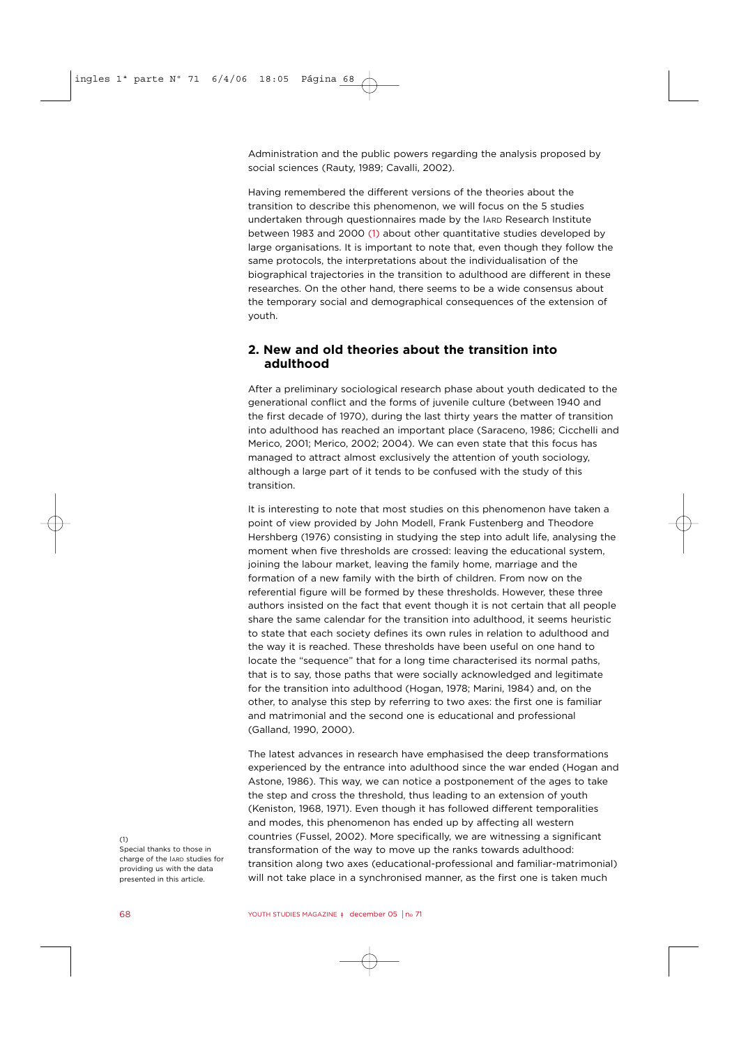Administration and the public powers regarding the analysis proposed by social sciences (Rauty, 1989; Cavalli, 2002).

Having remembered the different versions of the theories about the transition to describe this phenomenon, we will focus on the 5 studies undertaken through questionnaires made by the IARD Research Institute between 1983 and 2000 (1) about other quantitative studies developed by large organisations. It is important to note that, even though they follow the same protocols, the interpretations about the individualisation of the biographical trajectories in the transition to adulthood are different in these researches. On the other hand, there seems to be a wide consensus about the temporary social and demographical consequences of the extension of youth.

## 2. New and old theories about the transition into adulthood

After a preliminary sociological research phase about youth dedicated to the generational conflict and the forms of juvenile culture (between 1940 and the first decade of 1970), during the last thirty years the matter of transition into adulthood has reached an important place (Saraceno, 1986; Cicchelli and Merico, 2001; Merico, 2002; 2004). We can even state that this focus has managed to attract almost exclusively the attention of youth sociology, although a large part of it tends to be confused with the study of this transition.

It is interesting to note that most studies on this phenomenon have taken a point of view provided by John Modell, Frank Fustenberg and Theodore Hershberg (1976) consisting in studying the step into adult life, analysing the moment when five thresholds are crossed: leaving the educational system, joining the labour market, leaving the family home, marriage and the formation of a new family with the birth of children. From now on the referential figure will be formed by these thresholds. However, these three authors insisted on the fact that event though it is not certain that all people share the same calendar for the transition into adulthood, it seems heuristic to state that each society defines its own rules in relation to adulthood and the way it is reached. These thresholds have been useful on one hand to locate the "sequence" that for a long time characterised its normal paths, that is to say, those paths that were socially acknowledged and legitimate for the transition into adulthood (Hogan, 1978; Marini, 1984) and, on the other, to analyse this step by referring to two axes: the first one is familiar and matrimonial and the second one is educational and professional (Galland, 1990, 2000).

The latest advances in research have emphasised the deep transformations experienced by the entrance into adulthood since the war ended (Hogan and Astone, 1986). This way, we can notice a postponement of the ages to take the step and cross the threshold, thus leading to an extension of youth (Keniston, 1968, 1971). Even though it has followed different temporalities and modes, this phenomenon has ended up by affecting all western countries (Fussel, 2002). More specifically, we are witnessing a significant transformation of the way to move up the ranks towards adulthood: transition along two axes (educational-professional and familiar-matrimonial) will not take place in a synchronised manner, as the first one is taken much

(1) Special thanks to those in charge of the IARD studies for providing us with the data presented in this article.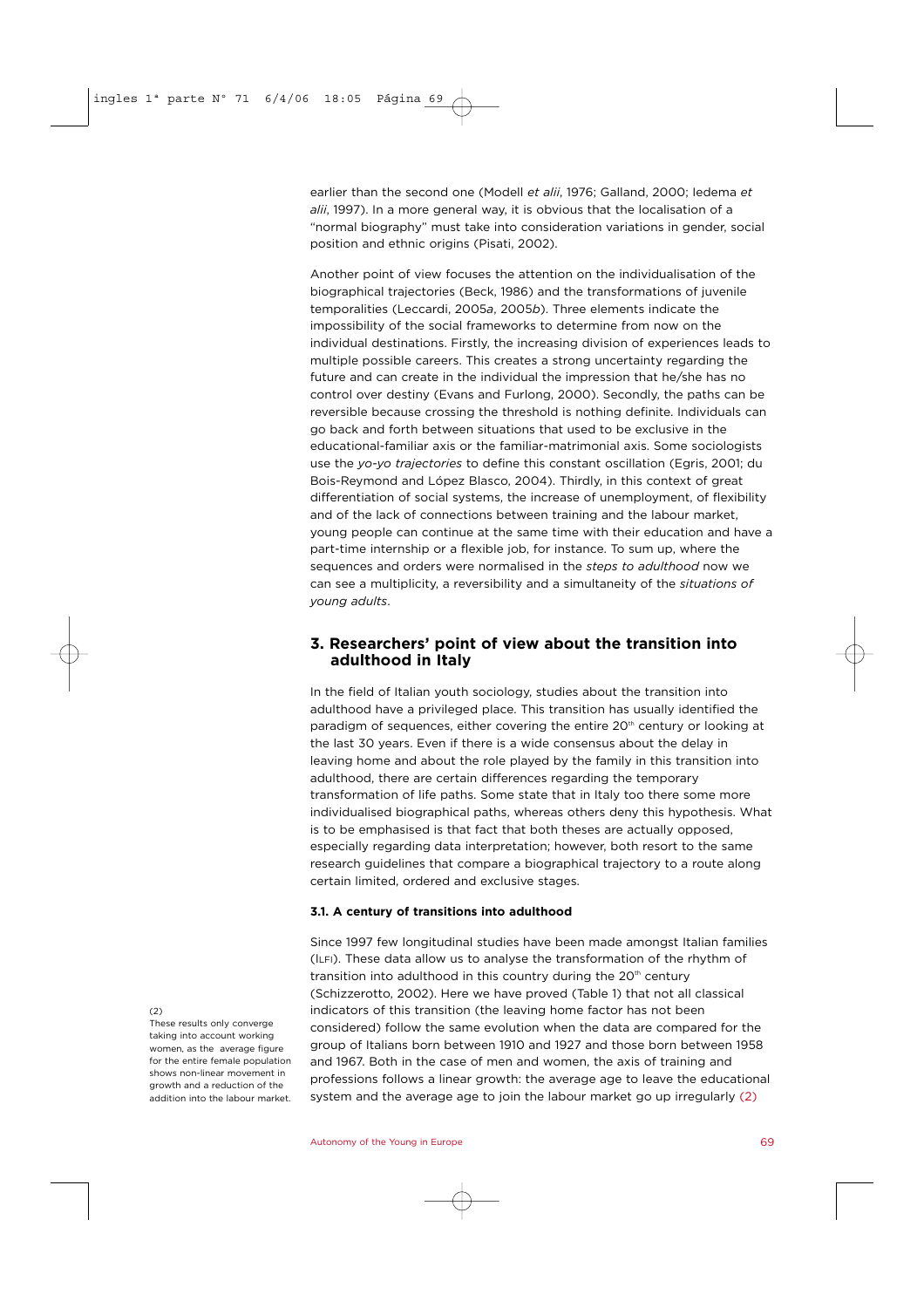earlier than the second one (Modell *et alii*, 1976; Galland, 2000; Iedema *et alii*, 1997). In a more general way, it is obvious that the localisation of a "normal biography" must take into consideration variations in gender, social position and ethnic origins (Pisati, 2002).

Another point of view focuses the attention on the individualisation of the biographical trajectories (Beck, 1986) and the transformations of juvenile temporalities (Leccardi, 2005*a*, 2005*b*). Three elements indicate the impossibility of the social frameworks to determine from now on the individual destinations. Firstly, the increasing division of experiences leads to multiple possible careers. This creates a strong uncertainty regarding the future and can create in the individual the impression that he/she has no control over destiny (Evans and Furlong, 2000). Secondly, the paths can be reversible because crossing the threshold is nothing definite. Individuals can go back and forth between situations that used to be exclusive in the educational-familiar axis or the familiar-matrimonial axis. Some sociologists use the *yo-yo trajectories* to define this constant oscillation (Egris, 2001; du Bois-Reymond and López Blasco, 2004). Thirdly, in this context of great differentiation of social systems, the increase of unemployment, of flexibility and of the lack of connections between training and the labour market, young people can continue at the same time with their education and have a part-time internship or a flexible job, for instance. To sum up, where the sequences and orders were normalised in the *steps to adulthood* now we can see a multiplicity, a reversibility and a simultaneity of the *situations of young adults*.

## 3. Researchers' point of view about the transition into adulthood in Italy

In the field of Italian youth sociology, studies about the transition into adulthood have a privileged place. This transition has usually identified the paradigm of sequences, either covering the entire 20th century or looking at the last 30 years. Even if there is a wide consensus about the delay in leaving home and about the role played by the family in this transition into adulthood, there are certain differences regarding the temporary transformation of life paths. Some state that in Italy too there some more individualised biographical paths, whereas others deny this hypothesis. What is to be emphasised is that fact that both theses are actually opposed, especially regarding data interpretation; however, both resort to the same research guidelines that compare a biographical trajectory to a route along certain limited, ordered and exclusive stages.

### 3.1. A century of transitions into adulthood

Since 1997 few longitudinal studies have been made amongst Italian families (ILFI). These data allow us to analyse the transformation of the rhythm of transition into adulthood in this country during the 20th century (Schizzerotto, 2002). Here we have proved (Table 1) that not all classical indicators of this transition (the leaving home factor has not been considered) follow the same evolution when the data are compared for the group of Italians born between 1910 and 1927 and those born between 1958 and 1967. Both in the case of men and women, the axis of training and professions follows a linear growth: the average age to leave the educational system and the average age to join the labour market go up irregularly (2)

(2) These results only converge taking into account working women, as the average figure for the entire female population shows non-linear movement in growth and a reduction of the addition into the labour market.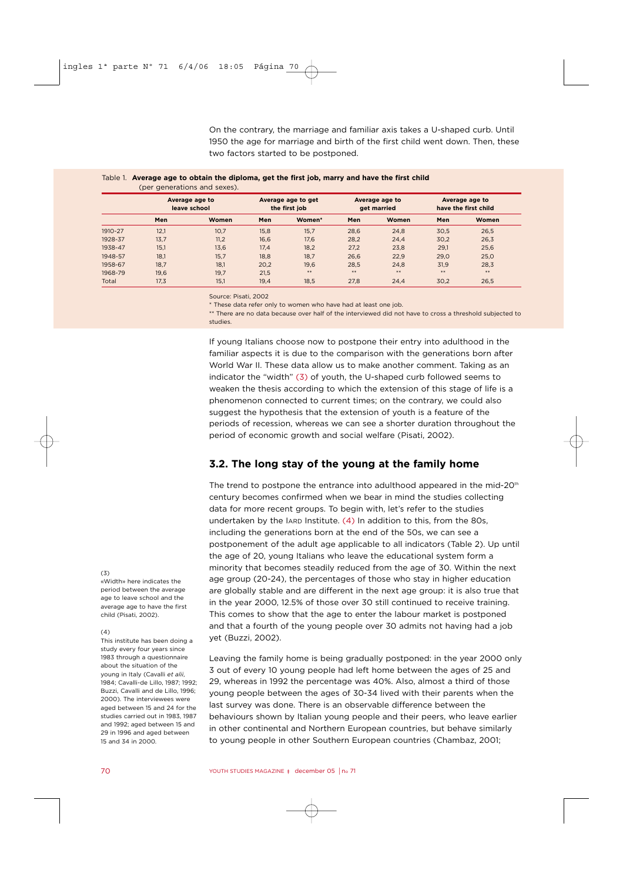On the contrary, the marriage and familiar axis takes a U-shaped curb. Until 1950 the age for marriage and birth of the first child went down. Then, these two factors started to be postponed.

Table 1. **Average age to obtain the diploma, get the first job, marry and have the first child** (per generations and sexes).

| | Average age to leave school | | Average age to get the first job | | Average age to get married | | Average age to have the first child | |
|---|---|---|---|---|---|---|---|---|
| | Men | Women | Men | Women* | Men | Women | Men | Women |
| 1910-27 | 12,1 | 10,7 | 15,8 | 15,7 | 28,6 | 24,8 | 30,5 | 26,5 |
| 1928-37 | 13,7 | 11,2 | 16,6 | 17,6 | 28,2 | 24,4 | 30,2 | 26,3 |
| 1938-47 | 15,1 | 13,6 | 17,4 | 18,2 | 27,2 | 23,8 | 29,1 | 25,6 |
| 1948-57 | 18,1 | 15,7 | 18,8 | 18,7 | 26,6 | 22,9 | 29,0 | 25,0 |
| 1958-67 | 18,7 | 18,1 | 20,2 | 19,6 | 28,5 | 24,8 | 31,9 | 28,3 |
| 1968-79 | 19,6 | 19,7 | 21,5 | ** | ** | ** | ** | ** |
| Total | 17,3 | 15,1 | 19,4 | 18,5 | 27,8 | 24,4 | 30,2 | 26,5 |

Source: Pisati, 2002

* These data refer only to women who have had at least one job.

** There are no data because over half of the interviewed did not have to cross a threshold subjected to studies.

If young Italians choose now to postpone their entry into adulthood in the familiar aspects it is due to the comparison with the generations born after World War II. These data allow us to make another comment. Taking as an indicator the "width" (3) of youth, the U-shaped curb followed seems to weaken the thesis according to which the extension of this stage of life is a phenomenon connected to current times; on the contrary, we could also suggest the hypothesis that the extension of youth is a feature of the periods of recession, whereas we can see a shorter duration throughout the period of economic growth and social welfare (Pisati, 2002).

## 3.2. The long stay of the young at the family home

The trend to postpone the entrance into adulthood appeared in the mid-20th century becomes confirmed when we bear in mind the studies collecting data for more recent groups. To begin with, let's refer to the studies undertaken by the IARD Institute. (4) In addition to this, from the 80s, including the generations born at the end of the 50s, we can see a postponement of the adult age applicable to all indicators (Table 2). Up until the age of 20, young Italians who leave the educational system form a minority that becomes steadily reduced from the age of 30. Within the next age group (20-24), the percentages of those who stay in higher education are globally stable and are different in the next age group: it is also true that in the year 2000, 12.5% of those over 30 still continued to receive training. This comes to show that the age to enter the labour market is postponed and that a fourth of the young people over 30 admits not having had a job yet (Buzzi, 2002).

Leaving the family home is being gradually postponed: in the year 2000 only 3 out of every 10 young people had left home between the ages of 25 and 29, whereas in 1992 the percentage was 40%. Also, almost a third of those young people between the ages of 30-34 lived with their parents when the last survey was done. There is an observable difference between the behaviours shown by Italian young people and their peers, who leave earlier in other continental and Northern European countries, but behave similarly to young people in other Southern European countries (Chambaz, 2001;

(3) «Width» here indicates the period between the average age to leave school and the average age to have the first child (Pisati, 2002).

(4) This institute has been doing a study every four years since 1983 through a questionnaire about the situation of the young in Italy (Cavalli *et alii*, 1984; Cavalli-de Lillo, 1987; 1992; Buzzi, Cavalli and de Lillo, 1996; 2000). The interviewees were aged between 15 and 24 for the studies carried out in 1983, 1987 and 1992; aged between 15 and 29 in 1996 and aged between 15 and 34 in 2000.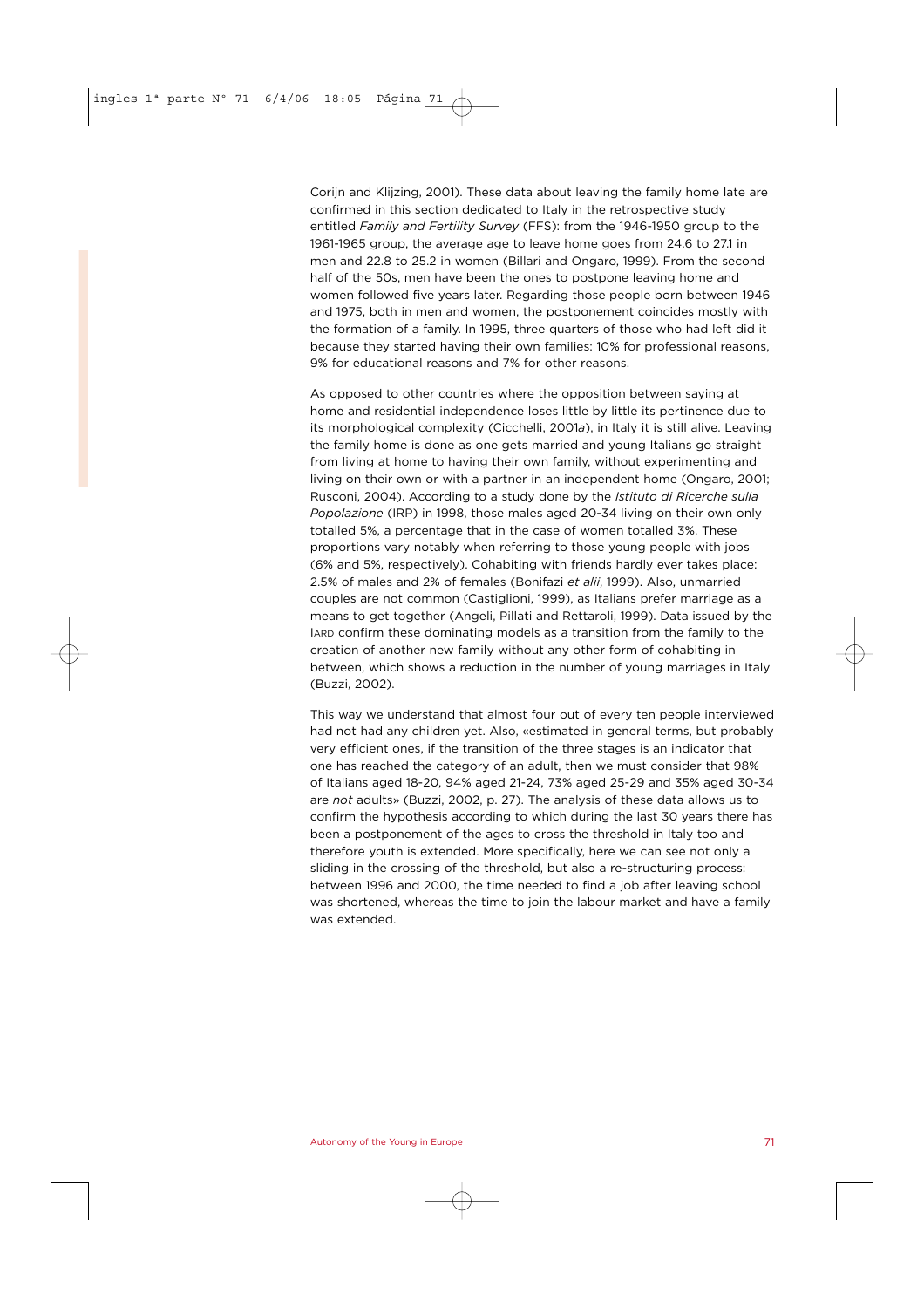Corijn and Klijzing, 2001). These data about leaving the family home late are confirmed in this section dedicated to Italy in the retrospective study entitled *Family and Fertility Survey* (FFS): from the 1946-1950 group to the 1961-1965 group, the average age to leave home goes from 24.6 to 27.1 in men and 22.8 to 25.2 in women (Billari and Ongaro, 1999). From the second half of the 50s, men have been the ones to postpone leaving home and women followed five years later. Regarding those people born between 1946 and 1975, both in men and women, the postponement coincides mostly with the formation of a family. In 1995, three quarters of those who had left did it because they started having their own families: 10% for professional reasons, 9% for educational reasons and 7% for other reasons.

As opposed to other countries where the opposition between saying at home and residential independence loses little by little its pertinence due to its morphological complexity (Cicchelli, 2001*a*), in Italy it is still alive. Leaving the family home is done as one gets married and young Italians go straight from living at home to having their own family, without experimenting and living on their own or with a partner in an independent home (Ongaro, 2001; Rusconi, 2004). According to a study done by the *Istituto di Ricerche sulla Popolazione* (IRP) in 1998, those males aged 20-34 living on their own only totalled 5%, a percentage that in the case of women totalled 3%. These proportions vary notably when referring to those young people with jobs (6% and 5%, respectively). Cohabiting with friends hardly ever takes place: 2.5% of males and 2% of females (Bonifazi *et alii*, 1999). Also, unmarried couples are not common (Castiglioni, 1999), as Italians prefer marriage as a means to get together (Angeli, Pillati and Rettaroli, 1999). Data issued by the IARD confirm these dominating models as a transition from the family to the creation of another new family without any other form of cohabiting in between, which shows a reduction in the number of young marriages in Italy (Buzzi, 2002).

This way we understand that almost four out of every ten people interviewed had not had any children yet. Also, «estimated in general terms, but probably very efficient ones, if the transition of the three stages is an indicator that one has reached the category of an adult, then we must consider that 98% of Italians aged 18-20, 94% aged 21-24, 73% aged 25-29 and 35% aged 30-34 are *not* adults» (Buzzi, 2002, p. 27). The analysis of these data allows us to confirm the hypothesis according to which during the last 30 years there has been a postponement of the ages to cross the threshold in Italy too and therefore youth is extended. More specifically, here we can see not only a sliding in the crossing of the threshold, but also a re-structuring process: between 1996 and 2000, the time needed to find a job after leaving school was shortened, whereas the time to join the labour market and have a family was extended.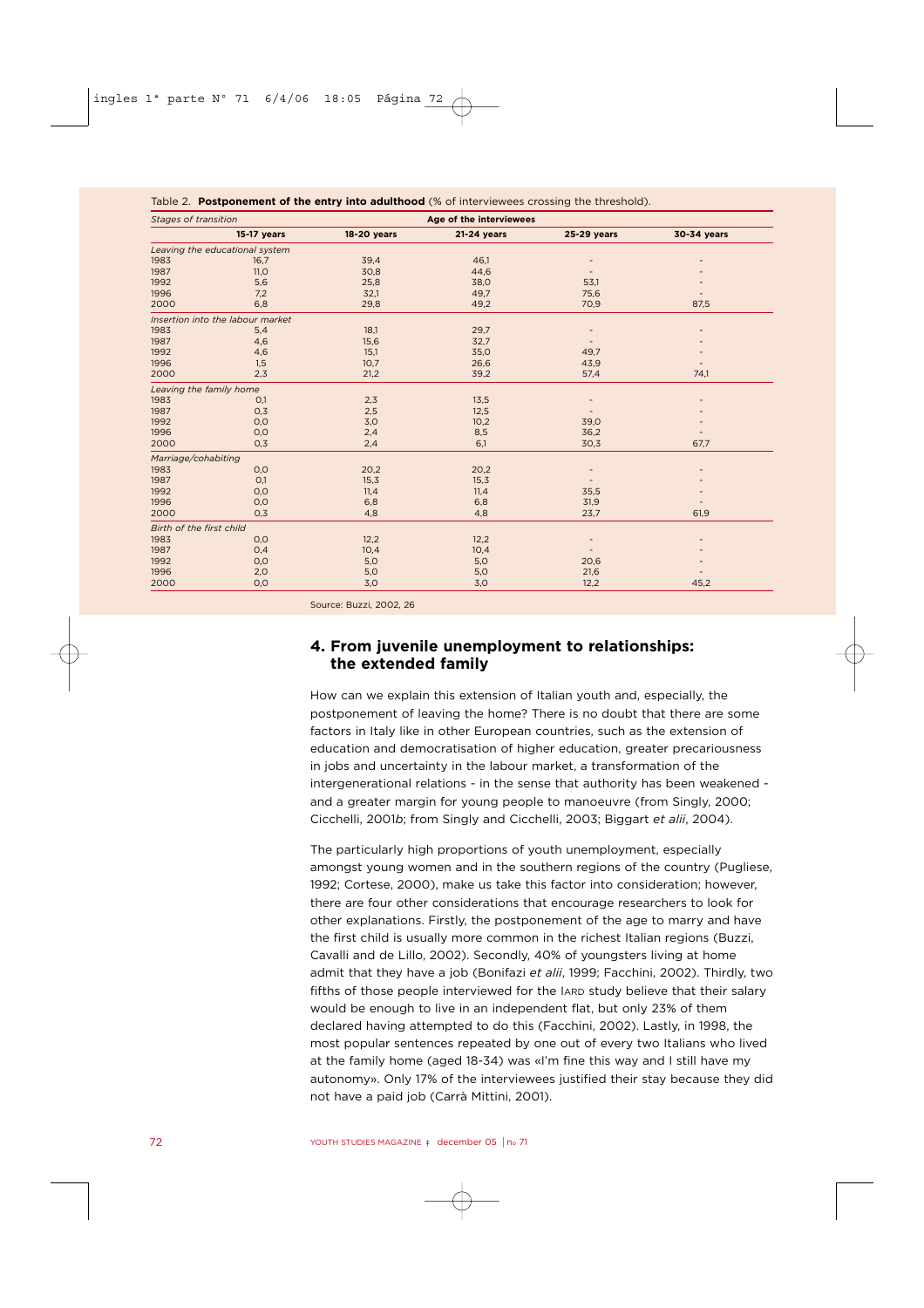Table 2. **Postponement of the entry into adulthood** (% of interviewees crossing the threshold).

| *Stages of transition* | **Age of the interviewees** | | | | |
|---|---|---|---|---|---|
| | **15-17 years** | **18-20 years** | **21-24 years** | **25-29 years** | **30-34 years** |
| *Leaving the educational system* | | | | | |
| 1983 | 16,7 | 39,4 | 46,1 | - | - |
| 1987 | 11,0 | 30,8 | 44,6 | - | - |
| 1992 | 5,6 | 25,8 | 38,0 | 53,1 | - |
| 1996 | 7,2 | 32,1 | 49,7 | 75,6 | - |
| 2000 | 6,8 | 29,8 | 49,2 | 70,9 | 87,5 |
| *Insertion into the labour market* | | | | | |
| 1983 | 5,4 | 18,1 | 29,7 | - | - |
| 1987 | 4,6 | 15,6 | 32,7 | - | - |
| 1992 | 4,6 | 15,1 | 35,0 | 49,7 | - |
| 1996 | 1,5 | 10,7 | 26,6 | 43,9 | - |
| 2000 | 2,3 | 21,2 | 39,2 | 57,4 | 74,1 |
| *Leaving the family home* | | | | | |
| 1983 | 0,1 | 2,3 | 13,5 | - | - |
| 1987 | 0,3 | 2,5 | 12,5 | - | - |
| 1992 | 0,0 | 3,0 | 10,2 | 39,0 | - |
| 1996 | 0,0 | 2,4 | 8,5 | 36,2 | - |
| 2000 | 0,3 | 2,4 | 6,1 | 30,3 | 67,7 |
| *Marriage/cohabiting* | | | | | |
| 1983 | 0,0 | 20,2 | 20,2 | - | - |
| 1987 | 0,1 | 15,3 | 15,3 | - | - |
| 1992 | 0,0 | 11,4 | 11,4 | 35,5 | - |
| 1996 | 0,0 | 6,8 | 6,8 | 31,9 | - |
| 2000 | 0,3 | 4,8 | 4,8 | 23,7 | 61,9 |
| *Birth of the first child* | | | | | |
| 1983 | 0,0 | 12,2 | 12,2 | - | - |
| 1987 | 0,4 | 10,4 | 10,4 | - | - |
| 1992 | 0,0 | 5,0 | 5,0 | 20,6 | - |
| 1996 | 2,0 | 5,0 | 5,0 | 21,6 | - |
| 2000 | 0,0 | 3,0 | 3,0 | 12,2 | 45,2 |

Source: Buzzi, 2002, 26

## 4. From juvenile unemployment to relationships: the extended family

How can we explain this extension of Italian youth and, especially, the postponement of leaving the home? There is no doubt that there are some factors in Italy like in other European countries, such as the extension of education and democratisation of higher education, greater precariousness in jobs and uncertainty in the labour market, a transformation of the intergenerational relations - in the sense that authority has been weakened - and a greater margin for young people to manoeuvre (from Singly, 2000; Cicchelli, 2001*b*; from Singly and Cicchelli, 2003; Biggart *et alii*, 2004).

The particularly high proportions of youth unemployment, especially amongst young women and in the southern regions of the country (Pugliese, 1992; Cortese, 2000), make us take this factor into consideration; however, there are four other considerations that encourage researchers to look for other explanations. Firstly, the postponement of the age to marry and have the first child is usually more common in the richest Italian regions (Buzzi, Cavalli and de Lillo, 2002). Secondly, 40% of youngsters living at home admit that they have a job (Bonifazi *et alii*, 1999; Facchini, 2002). Thirdly, two fifths of those people interviewed for the IARD study believe that their salary would be enough to live in an independent flat, but only 23% of them declared having attempted to do this (Facchini, 2002). Lastly, in 1998, the most popular sentences repeated by one out of every two Italians who lived at the family home (aged 18-34) was «I'm fine this way and I still have my autonomy». Only 17% of the interviewees justified their stay because they did not have a paid job (Carrà Mittini, 2001).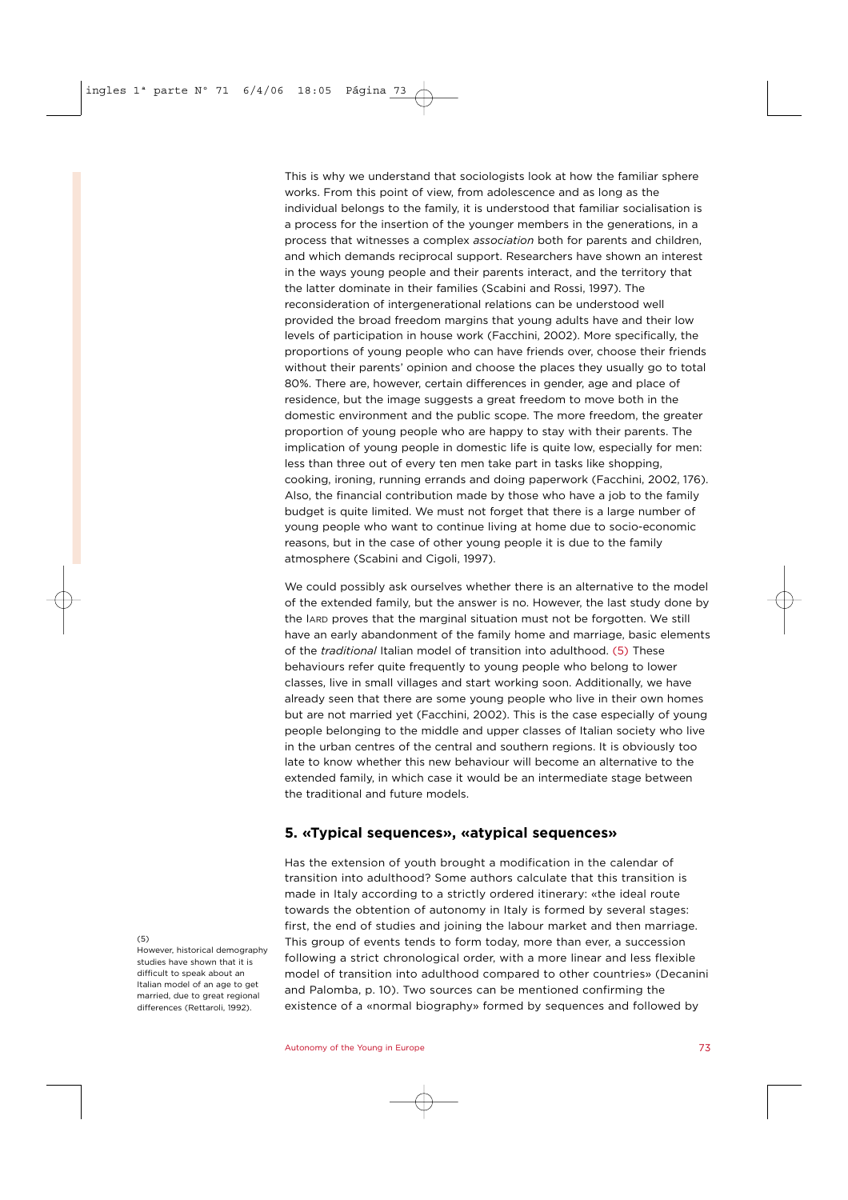This is why we understand that sociologists look at how the familiar sphere works. From this point of view, from adolescence and as long as the individual belongs to the family, it is understood that familiar socialisation is a process for the insertion of the younger members in the generations, in a process that witnesses a complex *association* both for parents and children, and which demands reciprocal support. Researchers have shown an interest in the ways young people and their parents interact, and the territory that the latter dominate in their families (Scabini and Rossi, 1997). The reconsideration of intergenerational relations can be understood well provided the broad freedom margins that young adults have and their low levels of participation in house work (Facchini, 2002). More specifically, the proportions of young people who can have friends over, choose their friends without their parents' opinion and choose the places they usually go to total 80%. There are, however, certain differences in gender, age and place of residence, but the image suggests a great freedom to move both in the domestic environment and the public scope. The more freedom, the greater proportion of young people who are happy to stay with their parents. The implication of young people in domestic life is quite low, especially for men: less than three out of every ten men take part in tasks like shopping, cooking, ironing, running errands and doing paperwork (Facchini, 2002, 176). Also, the financial contribution made by those who have a job to the family budget is quite limited. We must not forget that there is a large number of young people who want to continue living at home due to socio-economic reasons, but in the case of other young people it is due to the family atmosphere (Scabini and Cigoli, 1997).

We could possibly ask ourselves whether there is an alternative to the model of the extended family, but the answer is no. However, the last study done by the IARD proves that the marginal situation must not be forgotten. We still have an early abandonment of the family home and marriage, basic elements of the *traditional* Italian model of transition into adulthood. (5) These behaviours refer quite frequently to young people who belong to lower classes, live in small villages and start working soon. Additionally, we have already seen that there are some young people who live in their own homes but are not married yet (Facchini, 2002). This is the case especially of young people belonging to the middle and upper classes of Italian society who live in the urban centres of the central and southern regions. It is obviously too late to know whether this new behaviour will become an alternative to the extended family, in which case it would be an intermediate stage between the traditional and future models.

## 5. «Typical sequences», «atypical sequences»

Has the extension of youth brought a modification in the calendar of transition into adulthood? Some authors calculate that this transition is made in Italy according to a strictly ordered itinerary: «the ideal route towards the obtention of autonomy in Italy is formed by several stages: first, the end of studies and joining the labour market and then marriage. This group of events tends to form today, more than ever, a succession following a strict chronological order, with a more linear and less flexible model of transition into adulthood compared to other countries» (Decanini and Palomba, p. 10). Two sources can be mentioned confirming the existence of a «normal biography» formed by sequences and followed by

(5) However, historical demography studies have shown that it is difficult to speak about an Italian model of an age to get married, due to great regional differences (Rettaroli, 1992).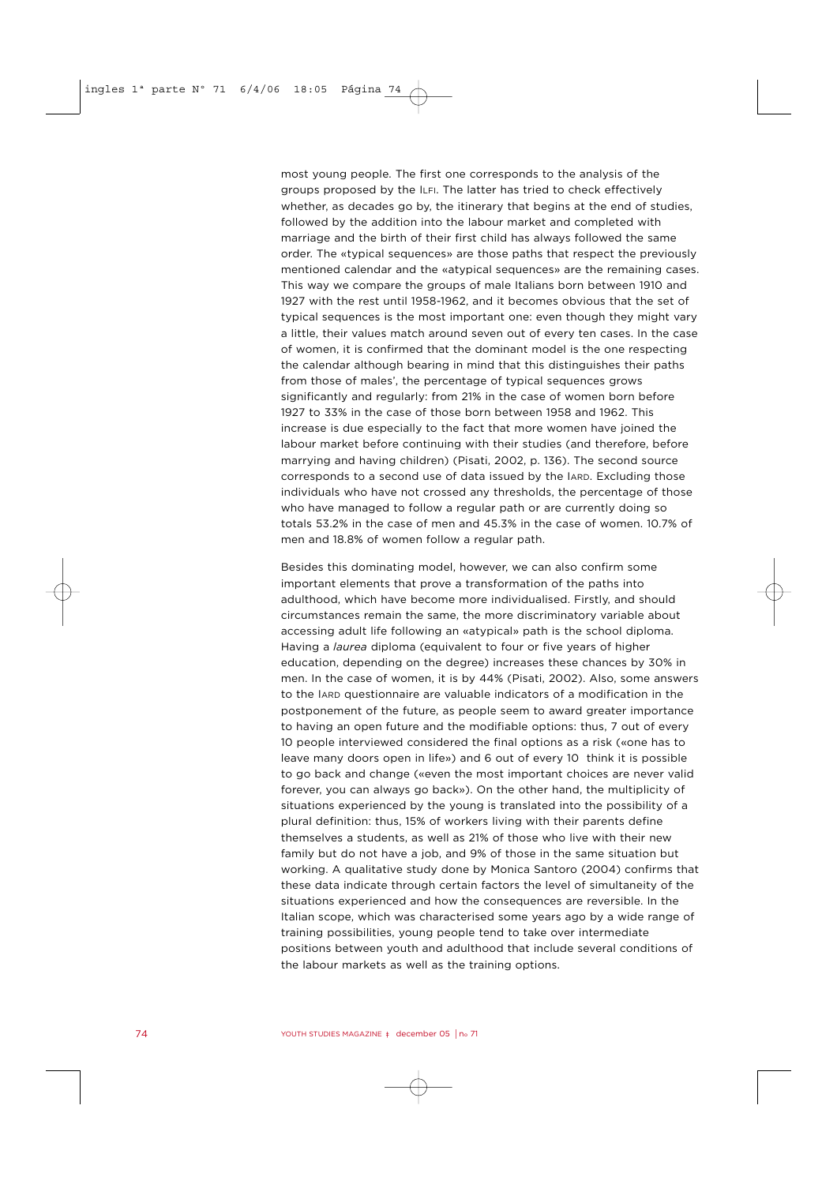most young people. The first one corresponds to the analysis of the groups proposed by the ILFI. The latter has tried to check effectively whether, as decades go by, the itinerary that begins at the end of studies, followed by the addition into the labour market and completed with marriage and the birth of their first child has always followed the same order. The «typical sequences» are those paths that respect the previously mentioned calendar and the «atypical sequences» are the remaining cases. This way we compare the groups of male Italians born between 1910 and 1927 with the rest until 1958-1962, and it becomes obvious that the set of typical sequences is the most important one: even though they might vary a little, their values match around seven out of every ten cases. In the case of women, it is confirmed that the dominant model is the one respecting the calendar although bearing in mind that this distinguishes their paths from those of males', the percentage of typical sequences grows significantly and regularly: from 21% in the case of women born before 1927 to 33% in the case of those born between 1958 and 1962. This increase is due especially to the fact that more women have joined the labour market before continuing with their studies (and therefore, before marrying and having children) (Pisati, 2002, p. 136). The second source corresponds to a second use of data issued by the IARD. Excluding those individuals who have not crossed any thresholds, the percentage of those who have managed to follow a regular path or are currently doing so totals 53.2% in the case of men and 45.3% in the case of women. 10.7% of men and 18.8% of women follow a regular path.

Besides this dominating model, however, we can also confirm some important elements that prove a transformation of the paths into adulthood, which have become more individualised. Firstly, and should circumstances remain the same, the more discriminatory variable about accessing adult life following an «atypical» path is the school diploma. Having a *laurea* diploma (equivalent to four or five years of higher education, depending on the degree) increases these chances by 30% in men. In the case of women, it is by 44% (Pisati, 2002). Also, some answers to the IARD questionnaire are valuable indicators of a modification in the postponement of the future, as people seem to award greater importance to having an open future and the modifiable options: thus, 7 out of every 10 people interviewed considered the final options as a risk («one has to leave many doors open in life») and 6 out of every 10 think it is possible to go back and change («even the most important choices are never valid forever, you can always go back»). On the other hand, the multiplicity of situations experienced by the young is translated into the possibility of a plural definition: thus, 15% of workers living with their parents define themselves a students, as well as 21% of those who live with their new family but do not have a job, and 9% of those in the same situation but working. A qualitative study done by Monica Santoro (2004) confirms that these data indicate through certain factors the level of simultaneity of the situations experienced and how the consequences are reversible. In the Italian scope, which was characterised some years ago by a wide range of training possibilities, young people tend to take over intermediate positions between youth and adulthood that include several conditions of the labour markets as well as the training options.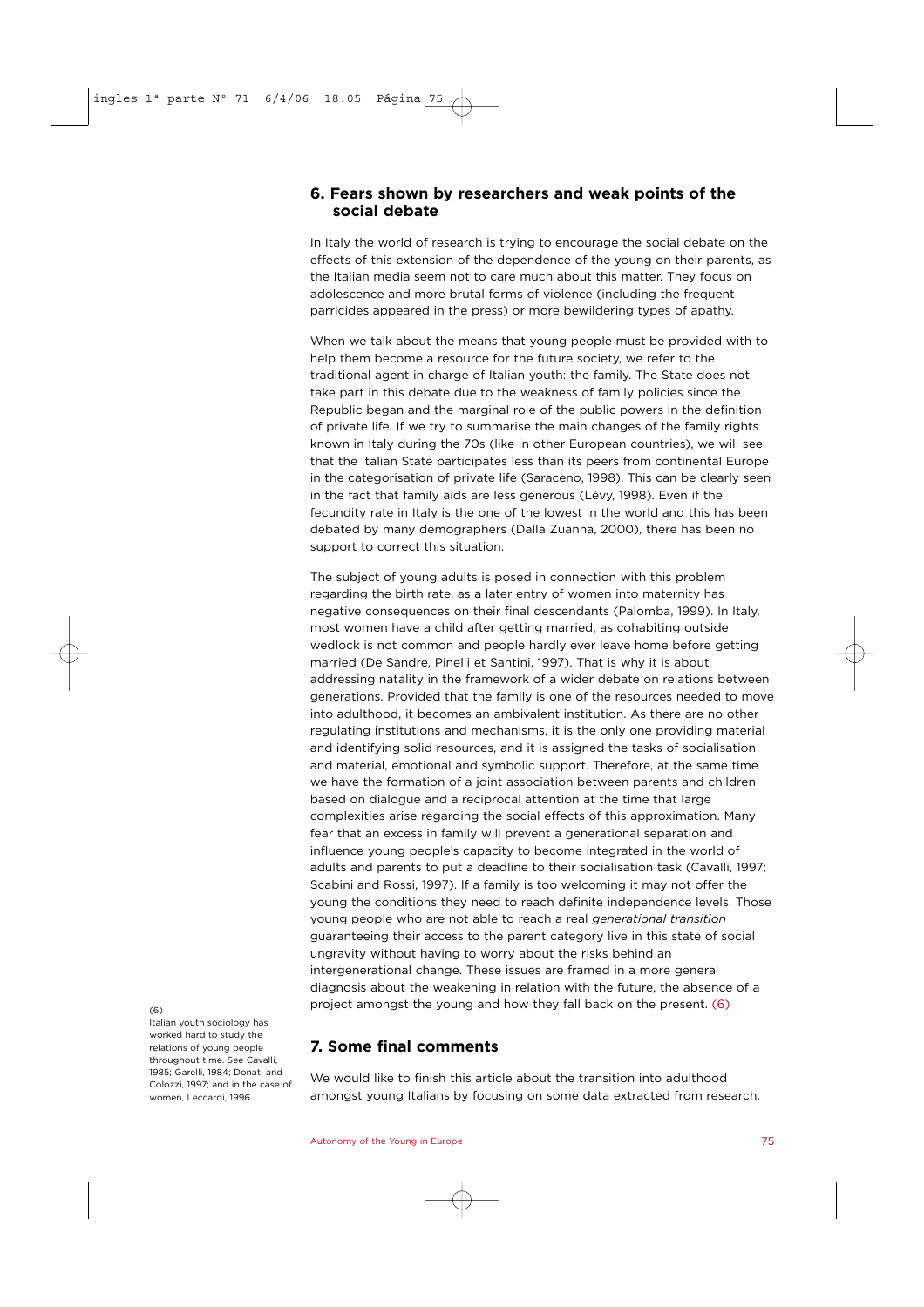## 6. Fears shown by researchers and weak points of the social debate

In Italy the world of research is trying to encourage the social debate on the effects of this extension of the dependence of the young on their parents, as the Italian media seem not to care much about this matter. They focus on adolescence and more brutal forms of violence (including the frequent parricides appeared in the press) or more bewildering types of apathy.

When we talk about the means that young people must be provided with to help them become a resource for the future society, we refer to the traditional agent in charge of Italian youth: the family. The State does not take part in this debate due to the weakness of family policies since the Republic began and the marginal role of the public powers in the definition of private life. If we try to summarise the main changes of the family rights known in Italy during the 70s (like in other European countries), we will see that the Italian State participates less than its peers from continental Europe in the categorisation of private life (Saraceno, 1998). This can be clearly seen in the fact that family aids are less generous (Lévy, 1998). Even if the fecundity rate in Italy is the one of the lowest in the world and this has been debated by many demographers (Dalla Zuanna, 2000), there has been no support to correct this situation.

The subject of young adults is posed in connection with this problem regarding the birth rate, as a later entry of women into maternity has negative consequences on their final descendants (Palomba, 1999). In Italy, most women have a child after getting married, as cohabiting outside wedlock is not common and people hardly ever leave home before getting married (De Sandre, Pinelli et Santini, 1997). That is why it is about addressing natality in the framework of a wider debate on relations between generations. Provided that the family is one of the resources needed to move into adulthood, it becomes an ambivalent institution. As there are no other regulating institutions and mechanisms, it is the only one providing material and identifying solid resources, and it is assigned the tasks of socialisation and material, emotional and symbolic support. Therefore, at the same time we have the formation of a joint association between parents and children based on dialogue and a reciprocal attention at the time that large complexities arise regarding the social effects of this approximation. Many fear that an excess in family will prevent a generational separation and influence young people's capacity to become integrated in the world of adults and parents to put a deadline to their socialisation task (Cavalli, 1997; Scabini and Rossi, 1997). If a family is too welcoming it may not offer the young the conditions they need to reach definite independence levels. Those young people who are not able to reach a real *generational transition* guaranteeing their access to the parent category live in this state of social ungravity without having to worry about the risks behind an intergenerational change. These issues are framed in a more general diagnosis about the weakening in relation with the future, the absence of a project amongst the young and how they fall back on the present. (6)

(6) Italian youth sociology has worked hard to study the relations of young people throughout time. See Cavalli, 1985; Garelli, 1984; Donati and Colozzi, 1997; and in the case of women, Leccardi, 1996.

## 7. Some final comments

We would like to finish this article about the transition into adulthood amongst young Italians by focusing on some data extracted from research.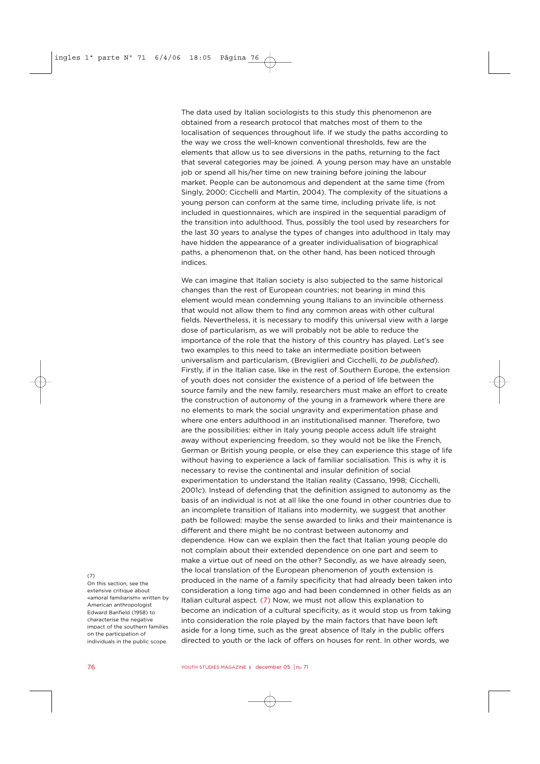The data used by Italian sociologists to this study this phenomenon are obtained from a research protocol that matches most of them to the localisation of sequences throughout life. If we study the paths according to the way we cross the well-known conventional thresholds, few are the elements that allow us to see diversions in the paths, returning to the fact that several categories may be joined. A young person may have an unstable job or spend all his/her time on new training before joining the labour market. People can be autonomous and dependent at the same time (from Singly, 2000; Cicchelli and Martin, 2004). The complexity of the situations a young person can conform at the same time, including private life, is not included in questionnaires, which are inspired in the sequential paradigm of the transition into adulthood. Thus, possibly the tool used by researchers for the last 30 years to analyse the types of changes into adulthood in Italy may have hidden the appearance of a greater individualisation of biographical paths, a phenomenon that, on the other hand, has been noticed through indices.

We can imagine that Italian society is also subjected to the same historical changes than the rest of European countries; not bearing in mind this element would mean condemning young Italians to an invincible otherness that would not allow them to find any common areas with other cultural fields. Nevertheless, it is necessary to modify this universal view with a large dose of particularism, as we will probably not be able to reduce the importance of the role that the history of this country has played. Let's see two examples to this need to take an intermediate position between universalism and particularism, (Breviglieri and Cicchelli, *to be published*). Firstly, if in the Italian case, like in the rest of Southern Europe, the extension of youth does not consider the existence of a period of life between the source family and the new family, researchers must make an effort to create the construction of autonomy of the young in a framework where there are no elements to mark the social ungravity and experimentation phase and where one enters adulthood in an institutionalised manner. Therefore, two are the possibilities: either in Italy young people access adult life straight away without experiencing freedom, so they would not be like the French, German or British young people, or else they can experience this stage of life without having to experience a lack of familiar socialisation. This is why it is necessary to revise the continental and insular definition of social experimentation to understand the Italian reality (Cassano, 1998; Cicchelli, 2001*c*). Instead of defending that the definition assigned to autonomy as the basis of an individual is not at all like the one found in other countries due to an incomplete transition of Italians into modernity, we suggest that another path be followed: maybe the sense awarded to links and their maintenance is different and there might be no contrast between autonomy and dependence. How can we explain then the fact that Italian young people do not complain about their extended dependence on one part and seem to make a virtue out of need on the other? Secondly, as we have already seen, the local translation of the European phenomenon of youth extension is produced in the name of a family specificity that had already been taken into consideration a long time ago and had been condemned in other fields as an Italian cultural aspect. (7) Now, we must not allow this explanation to become an indication of a cultural specificity, as it would stop us from taking into consideration the role played by the main factors that have been left aside for a long time, such as the great absence of Italy in the public offers directed to youth or the lack of offers on houses for rent. In other words, we

(7) On this section, see the extensive critique about «amoral familiarism» written by American anthropologist Edward Banfield (1958) to characterise the negative impact of the southern families on the participation of individuals in the public scope.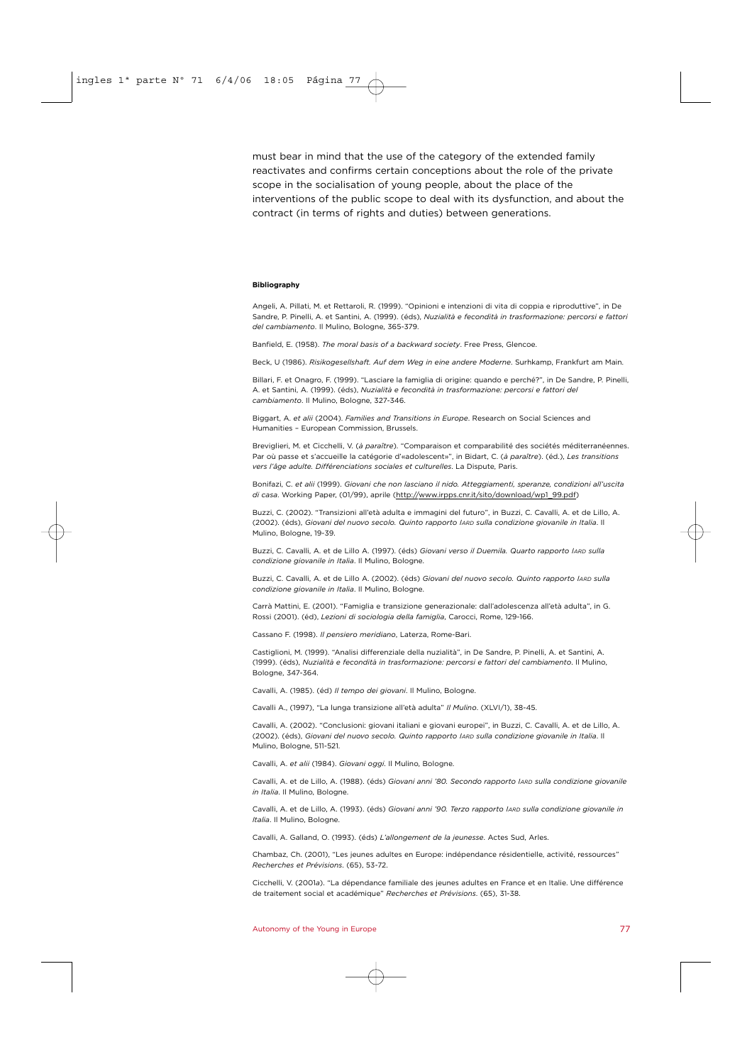must bear in mind that the use of the category of the extended family reactivates and confirms certain conceptions about the role of the private scope in the socialisation of young people, about the place of the interventions of the public scope to deal with its dysfunction, and about the contract (in terms of rights and duties) between generations.

**Bibliography**

Angeli, A. Pillati, M. et Rettaroli, R. (1999). "Opinioni e intenzioni di vita di coppia e riproduttive", in De Sandre, P. Pinelli, A. et Santini, A. (1999). (éds), *Nuzialità e fecondità in trasformazione: percorsi e fattori del cambiamento*. Il Mulino, Bologne, 365-379.

Banfield, E. (1958). *The moral basis of a backward society*. Free Press, Glencoe.

Beck, U (1986). *Risikogesellshaft. Auf dem Weg in eine andere Moderne*. Surhkamp, Frankfurt am Main.

Billari, F. et Onagro, F. (1999). "Lasciare la famiglia di origine: quando e perché?", in De Sandre, P. Pinelli, A. et Santini, A. (1999). (éds), *Nuzialità e fecondità in trasformazione: percorsi e fattori del cambiamento*. Il Mulino, Bologne, 327-346.

Biggart, A. *et alii* (2004). *Families and Transitions in Europe*. Research on Social Sciences and Humanities – European Commission, Brussels.

Breviglieri, M. et Cicchelli, V. (*à paraître*). "Comparaison et comparabilité des sociétés méditerranéennes. Par où passe et s'accueille la catégorie d'«adolescent»", in Bidart, C. (*à paraître*). (éd.), *Les transitions vers l'âge adulte. Différenciations sociales et culturelles*. La Dispute, Paris.

Bonifazi, C. *et alii* (1999). *Giovani che non lasciano il nido. Atteggiamenti, speranze, condizioni all'uscita di casa*. Working Paper, (01/99), aprile (http://www.irpps.cnr.it/sito/download/wp1_99.pdf)

Buzzi, C. (2002). "Transizioni all'età adulta e immagini del futuro", in Buzzi, C. Cavalli, A. et de Lillo, A. (2002). (éds), *Giovani del nuovo secolo. Quinto rapporto IARD sulla condizione giovanile in Italia*. Il Mulino, Bologne, 19-39.

Buzzi, C. Cavalli, A. et de Lillo A. (1997). (éds) *Giovani verso il Duemila. Quarto rapporto IARD sulla condizione giovanile in Italia*. Il Mulino, Bologne.

Buzzi, C. Cavalli, A. et de Lillo A. (2002). (éds) *Giovani del nuovo secolo. Quinto rapporto IARD sulla condizione giovanile in Italia*. Il Mulino, Bologne.

Carrà Mattini, E. (2001). "Famiglia e transizione generazionale: dall'adolescenza all'età adulta", in G. Rossi (2001). (éd), *Lezioni di sociologia della famiglia*, Carocci, Rome, 129-166.

Cassano F. (1998). *Il pensiero meridiano*, Laterza, Rome-Bari.

Castiglioni, M. (1999). "Analisi differenziale della nuzialità", in De Sandre, P. Pinelli, A. et Santini, A. (1999). (éds), *Nuzialità e fecondità in trasformazione: percorsi e fattori del cambiamento*. Il Mulino, Bologne, 347-364.

Cavalli, A. (1985). (éd) *Il tempo dei giovani*. Il Mulino, Bologne.

Cavalli A., (1997), "La lunga transizione all'età adulta" *Il Mulino*. (XLVI/1), 38-45.

Cavalli, A. (2002). "Conclusioni: giovani italiani e giovani europei", in Buzzi, C. Cavalli, A. et de Lillo, A. (2002). (éds), *Giovani del nuovo secolo. Quinto rapporto IARD sulla condizione giovanile in Italia*. Il Mulino, Bologne, 511-521.

Cavalli, A. *et alii* (1984). *Giovani oggi*. Il Mulino, Bologne.

Cavalli, A. et de Lillo, A. (1988). (éds) *Giovani anni '80. Secondo rapporto IARD sulla condizione giovanile in Italia*. Il Mulino, Bologne.

Cavalli, A. et de Lillo, A. (1993). (éds) *Giovani anni '90. Terzo rapporto IARD sulla condizione giovanile in Italia*. Il Mulino, Bologne.

Cavalli, A. Galland, O. (1993). (éds) *L'allongement de la jeunesse*. Actes Sud, Arles.

Chambaz, Ch. (2001), "Les jeunes adultes en Europe: indépendance résidentielle, activité, ressources" *Recherches et Prévisions*. (65), 53-72.

Cicchelli, V. (2001a). "La dépendance familiale des jeunes adultes en France et en Italie. Une différence de traitement social et académique" *Recherches et Prévisions*. (65), 31-38.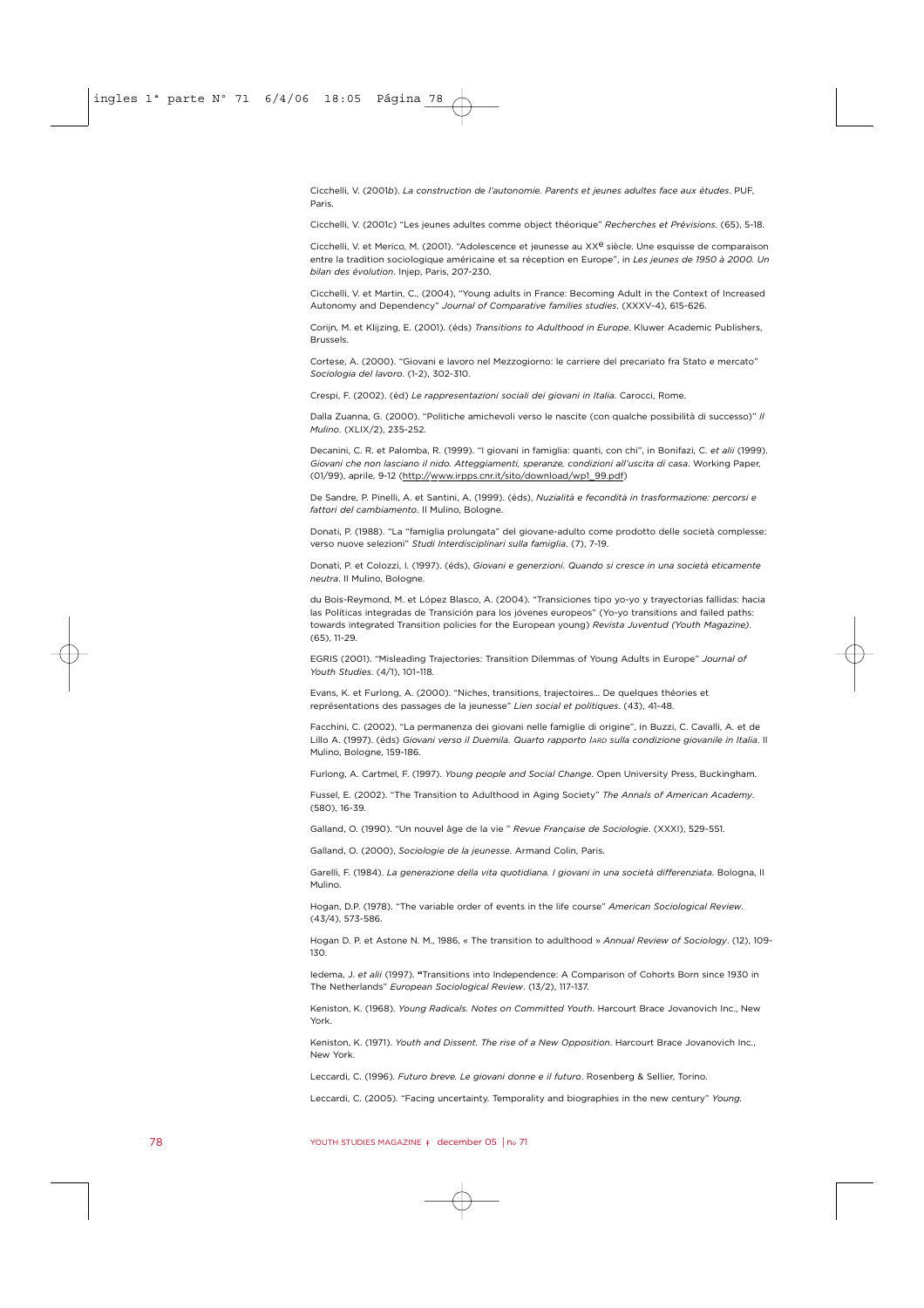Cicchelli, V. (2001*b*). *La construction de l'autonomie. Parents et jeunes adultes face aux études*. PUF, Paris.

Cicchelli, V. (2001*c*) "Les jeunes adultes comme object théorique" *Recherches et Prévisions*. (65), 5-18.

Cicchelli, V. et Merico, M. (2001). "Adolescence et jeunesse au XXe siècle. Une esquisse de comparaison entre la tradition sociologique américaine et sa réception en Europe", in *Les jeunes de 1950 à 2000. Un bilan des évolution*. Injep, Paris, 207-230.

Cicchelli, V. et Martin, C., (2004), "Young adults in France: Becoming Adult in the Context of Increased Autonomy and Dependency" *Journal of Comparative families studies*. (XXXV-4), 615-626.

Corijn, M. et Klijzing, E. (2001). (éds) *Transitions to Adulthood in Europe*. Kluwer Academic Publishers, Brussels.

Cortese, A. (2000). "Giovani e lavoro nel Mezzogiorno: le carriere del precariato fra Stato e mercato" *Sociologia del lavoro*. (1-2), 302-310.

Crespi, F. (2002). (éd) *Le rappresentazioni sociali dei giovani in Italia*. Carocci, Rome.

Dalla Zuanna, G. (2000). "Politiche amichevoli verso le nascite (con qualche possibilità di successo)" *Il Mulino*. (XLIX/2), 235-252.

Decanini, C. R. et Palomba, R. (1999). "I giovani in famiglia: quanti, con chi", in Bonifazi, C. *et alii* (1999). *Giovani che non lasciano il nido. Atteggiamenti, speranze, condizioni all'uscita di casa*. Working Paper, (01/99), aprile, 9-12 (http://www.irpps.cnr.it/sito/download/wp1_99.pdf)

De Sandre, P. Pinelli, A. et Santini, A. (1999). (éds), *Nuzialità e fecondità in trasformazione: percorsi e fattori del cambiamento*. Il Mulino, Bologne.

Donati, P. (1988). "La "famiglia prolungata" del giovane-adulto come prodotto delle società complesse: verso nuove selezioni" *Studi Interdisciplinari sulla famiglia*. (7), 7-19.

Donati, P. et Colozzi, I. (1997). (éds), *Giovani e generzioni. Quando si cresce in una società eticamente neutra*. Il Mulino, Bologne.

du Bois-Reymond, M. et López Blasco, A. (2004). "Transiciones tipo yo-yo y trayectorias fallidas: hacia las Políticas integradas de Transición para los jóvenes europeos" (Yo-yo transitions and failed paths: towards integrated Transition policies for the European young) *Revista Juventud (Youth Magazine)*. (65), 11-29.

EGRIS (2001). "Misleading Trajectories: Transition Dilemmas of Young Adults in Europe" *Journal of Youth Studies*. (4/1), 101–118.

Evans, K. et Furlong, A. (2000). "Niches, transitions, trajectoires… De quelques théories et représentations des passages de la jeunesse" *Lien social et politiques*. (43), 41-48.

Facchini, C. (2002). "La permanenza dei giovani nelle famiglie di origine", in Buzzi, C. Cavalli, A. et de Lillo A. (1997). (éds) *Giovani verso il Duemila. Quarto rapporto IARD sulla condizione giovanile in Italia*. Il Mulino, Bologne, 159-186.

Furlong, A. Cartmel, F. (1997). *Young people and Social Change*. Open University Press, Buckingham.

Fussel, E. (2002). "The Transition to Adulthood in Aging Society" *The Annals of American Academy*. (580), 16-39.

Galland, O. (1990). "Un nouvel âge de la vie " *Revue Française de Sociologie*. (XXXI), 529-551.

Galland, O. (2000), *Sociologie de la jeunesse*. Armand Colin, Paris.

Garelli, F. (1984). *La generazione della vita quotidiana. I giovani in una società differenziata*. Bologna, Il Mulino.

Hogan, D.P. (1978). "The variable order of events in the life course" *American Sociological Review*. (43/4), 573-586.

Hogan D. P. et Astone N. M., 1986, « The transition to adulthood » *Annual Review of Sociology*. (12), 109-130.

Iedema, J. *et alii* (1997). "Transitions into Independence: A Comparison of Cohorts Born since 1930 in The Netherlands" *European Sociological Review*. (13/2), 117-137.

Keniston, K. (1968). *Young Radicals. Notes on Committed Youth*. Harcourt Brace Jovanovich Inc., New York.

Keniston, K. (1971). *Youth and Dissent. The rise of a New Opposition*. Harcourt Brace Jovanovich Inc., New York.

Leccardi, C. (1996). *Futuro breve. Le giovani donne e il futuro*. Rosenberg & Sellier, Torino.

Leccardi, C. (2005). "Facing uncertainty. Temporality and biographies in the new century" *Young*.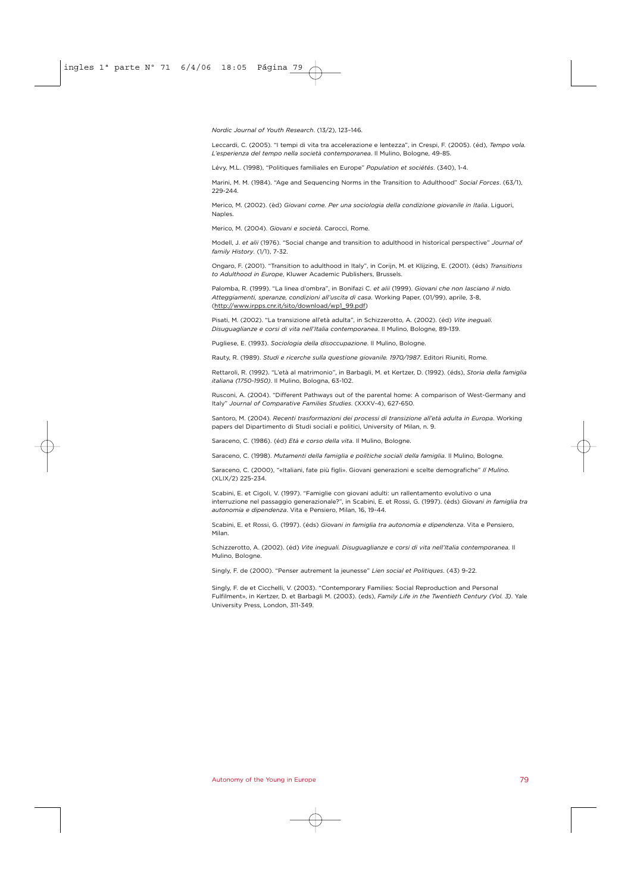*Nordic Journal of Youth Research*. (13/2), 123–146.

Leccardi, C. (2005). "I tempi di vita tra accelerazione e lentezza", in Crespi, F. (2005). (éd), *Tempo vola. L'esperienza del tempo nella società contemporanea*. Il Mulino, Bologne, 49-85.

Lévy, M.L. (1998), "Politiques familiales en Europe" *Population et sociétés*. (340), 1-4.

Marini, M. M. (1984). "Age and Sequencing Norms in the Transition to Adulthood" *Social Forces*. (63/1), 229-244.

Merico, M. (2002). (èd) *Giovani come. Per una sociologia della condizione giovanile in Italia*. Liguori, Naples.

Merico, M. (2004). *Giovani e società*. Carocci, Rome.

Modell, J. *et alii* (1976). "Social change and transition to adulthood in historical perspective" *Journal of family History*. (1/1), 7-32.

Ongaro, F. (2001). "Transition to adulthood in Italy", in Corijn, M. et Klijzing, E. (2001). (éds) *Transitions to Adulthood in Europe*, Kluwer Academic Publishers, Brussels.

Palomba, R. (1999). "La linea d'ombra", in Bonifazi C. *et alii* (1999). *Giovani che non lasciano il nido. Atteggiamenti, speranze, condizioni all'uscita di casa*. Working Paper, (01/99), aprile, 3-8, (http://www.irpps.cnr.it/sito/download/wp1_99.pdf)

Pisati, M. (2002). "La transizione all'età adulta", in Schizzerotto, A. (2002). (éd) *Vite ineguali. Disuguaglianze e corsi di vita nell'Italia contemporanea*. Il Mulino, Bologne, 89-139.

Pugliese, E. (1993). *Sociologia della disoccupazione*. Il Mulino, Bologne.

Rauty, R. (1989). *Studi e ricerche sulla questione giovanile. 1970/1987*. Editori Riuniti, Rome.

Rettaroli, R. (1992). "L'età al matrimonio", in Barbagli, M. et Kertzer, D. (1992). (éds), *Storia della famiglia italiana (1750-1950)*. Il Mulino, Bologna, 63-102.

Rusconi, A. (2004). "Different Pathways out of the parental home: A comparison of West-Germany and Italy" *Journal of Comparative Families Studies*. (XXXV-4), 627-650.

Santoro, M. (2004). *Recenti trasformazioni dei processi di transizione all'età adulta in Europa*. Working papers del Dipartimento di Studi sociali e politici, University of Milan, n. 9.

Saraceno, C. (1986). (éd) *Età e corso della vita*. Il Mulino, Bologne.

Saraceno, C. (1998). *Mutamenti della famiglia e politiche sociali della famiglia*. Il Mulino, Bologne.

Saraceno, C. (2000), "«Italiani, fate più figli». Giovani generazioni e scelte demografiche" *Il Mulino*. (XLIX/2) 225-234.

Scabini, E. et Cigoli, V. (1997). "Famiglie con giovani adulti: un rallentamento evolutivo o una interruzione nel passaggio generazionale?", in Scabini, E. et Rossi, G. (1997). (éds) *Giovani in famiglia tra autonomia e dipendenza*. Vita e Pensiero, Milan, 16, 19-44.

Scabini, E. et Rossi, G. (1997). (éds) *Giovani in famiglia tra autonomia e dipendenza*. Vita e Pensiero, Milan.

Schizzerotto, A. (2002). (éd) *Vite ineguali. Disuguaglianze e corsi di vita nell'Italia contemporanea*. Il Mulino, Bologne.

Singly, F. de (2000). "Penser autrement la jeunesse" *Lien social et Politiques*. (43) 9-22.

Singly, F. de et Cicchelli, V. (2003). "Contemporary Families: Social Reproduction and Personal Fulfilment», in Kertzer, D. et Barbagli M. (2003). (eds), *Family Life in the Twentieth Century (Vol. 3)*. Yale University Press, London, 311-349.